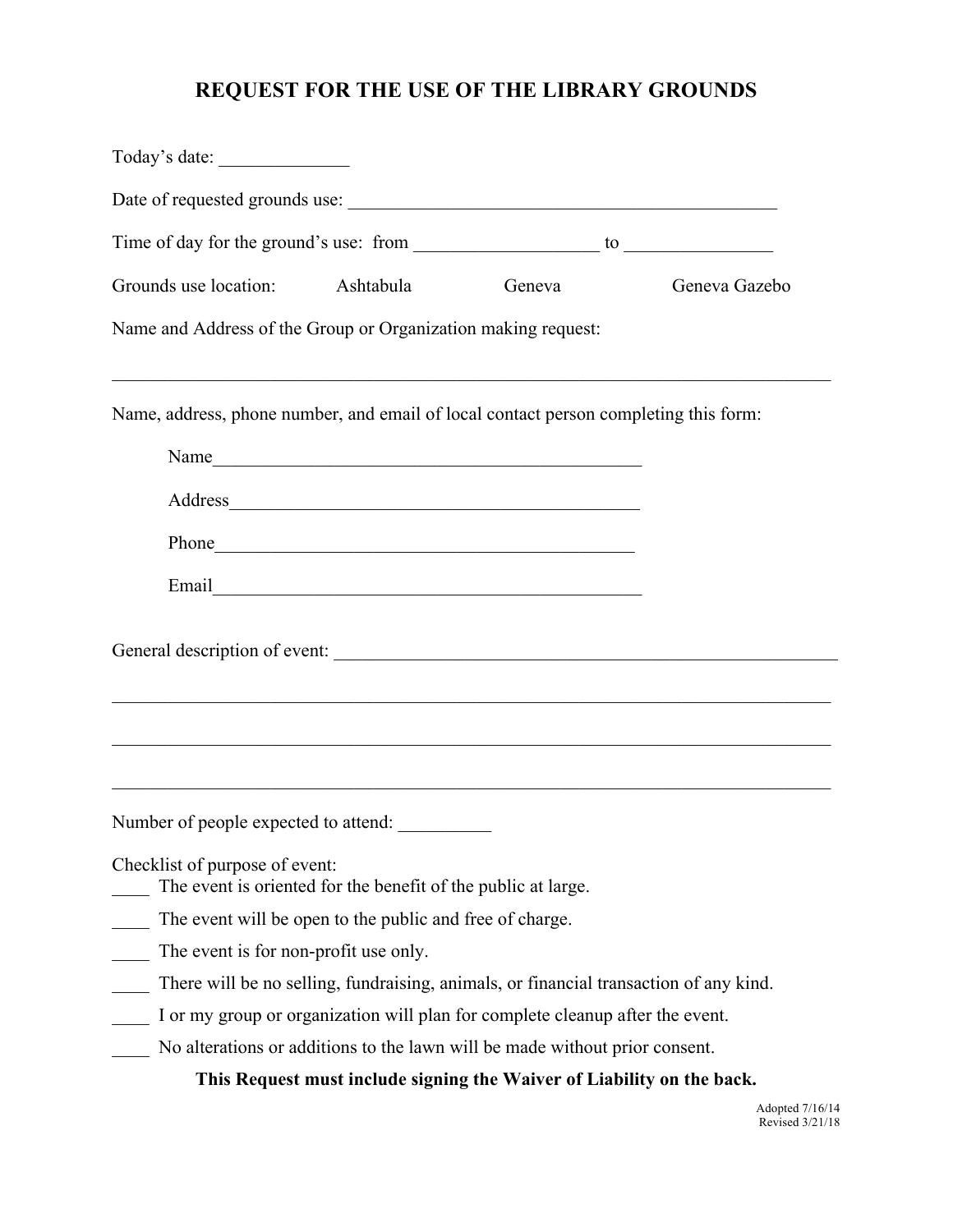# REQUEST FOR THE USE OF THE LIBRARY GROUNDS

Today's date: ______________

Date of requested grounds use: _______________________________________________

Time of day for the ground's use: from ____________________ to ________________

Grounds use location: Ashtabula Geneva Geneva Gazebo

Name and Address of the Group or Organization making request:

_______________________________________________________________________________

Name, address, phone number, and email of local contact person completing this form:

Name_______________________________________________

Address_____________________________________________

Phone______________________________________________

Email_______________________________________________

General description of event: _________________________________________________

_______________________________________________________________________________

_______________________________________________________________________________

_______________________________________________________________________________

Number of people expected to attend: __________

Checklist of purpose of event:

____ The event is oriented for the benefit of the public at large.

____ The event will be open to the public and free of charge.

____ The event is for non-profit use only.

____ There will be no selling, fundraising, animals, or financial transaction of any kind.

____ I or my group or organization will plan for complete cleanup after the event.

____ No alterations or additions to the lawn will be made without prior consent.

**This Request must include signing the Waiver of Liability on the back.**

Adopted 7/16/14
Revised 3/21/18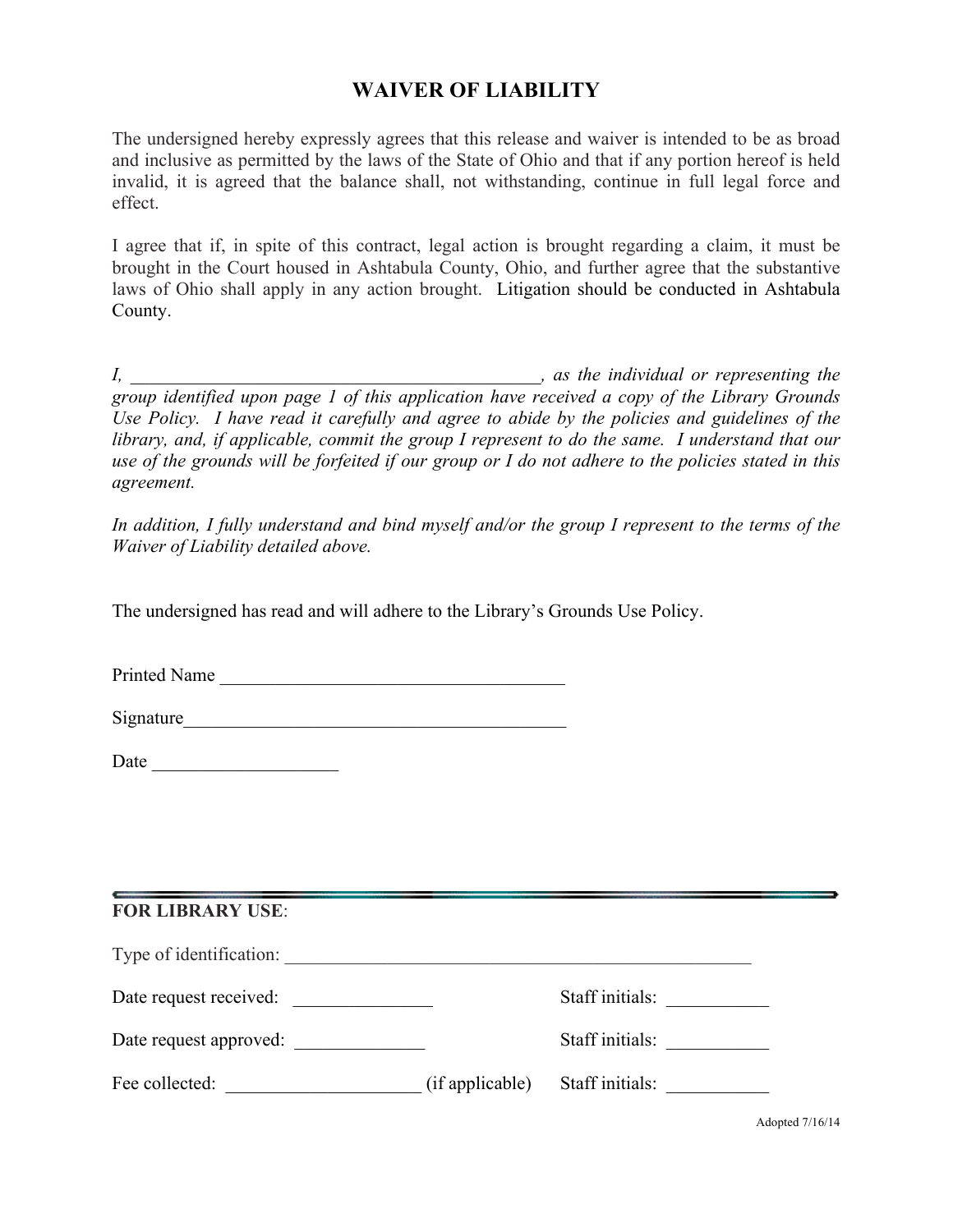# WAIVER OF LIABILITY

The undersigned hereby expressly agrees that this release and waiver is intended to be as broad and inclusive as permitted by the laws of the State of Ohio and that if any portion hereof is held invalid, it is agreed that the balance shall, not withstanding, continue in full legal force and effect.

I agree that if, in spite of this contract, legal action is brought regarding a claim, it must be brought in the Court housed in Ashtabula County, Ohio, and further agree that the substantive laws of Ohio shall apply in any action brought. Litigation should be conducted in Ashtabula County.

*I, _____________________________________________, as the individual or representing the group identified upon page 1 of this application have received a copy of the Library Grounds Use Policy. I have read it carefully and agree to abide by the policies and guidelines of the library, and, if applicable, commit the group I represent to do the same. I understand that our use of the grounds will be forfeited if our group or I do not adhere to the policies stated in this agreement.*

*In addition, I fully understand and bind myself and/or the group I represent to the terms of the Waiver of Liability detailed above.*

The undersigned has read and will adhere to the Library's Grounds Use Policy.

Printed Name _____________________________________

Signature__________________________________________

Date ____________________

---

**FOR LIBRARY USE**:

Type of identification: ____________________________________________________

Date request received: _______________ Staff initials: ___________

Date request approved: ______________ Staff initials: ___________

Fee collected: ____________________ (if applicable) Staff initials: ___________

Adopted 7/16/14